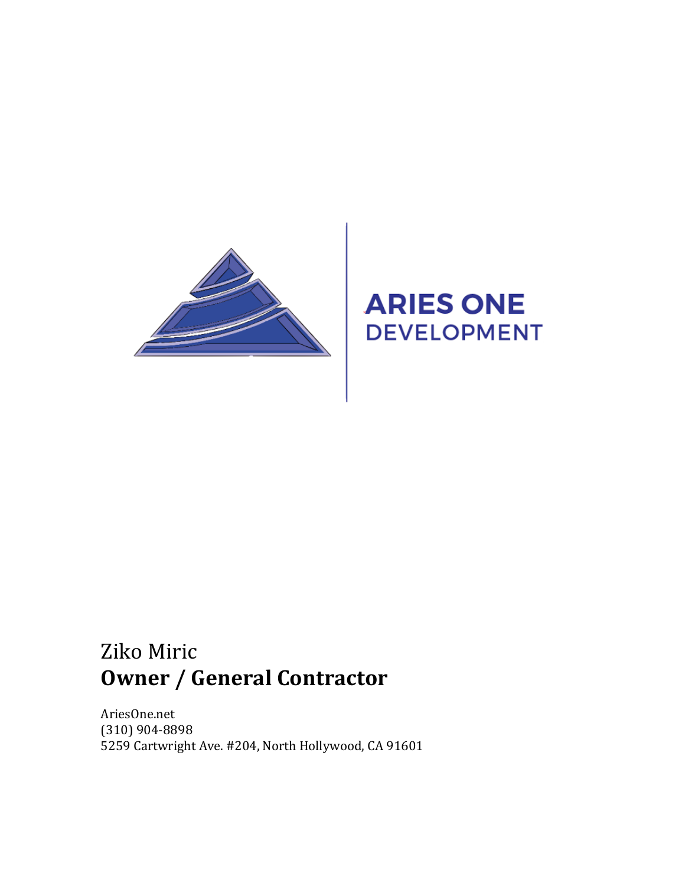ARIES ONE
DEVELOPMENT

Ziko Miric
**Owner / General Contractor**

AriesOne.net
(310) 904-8898
5259 Cartwright Ave. #204, North Hollywood, CA 91601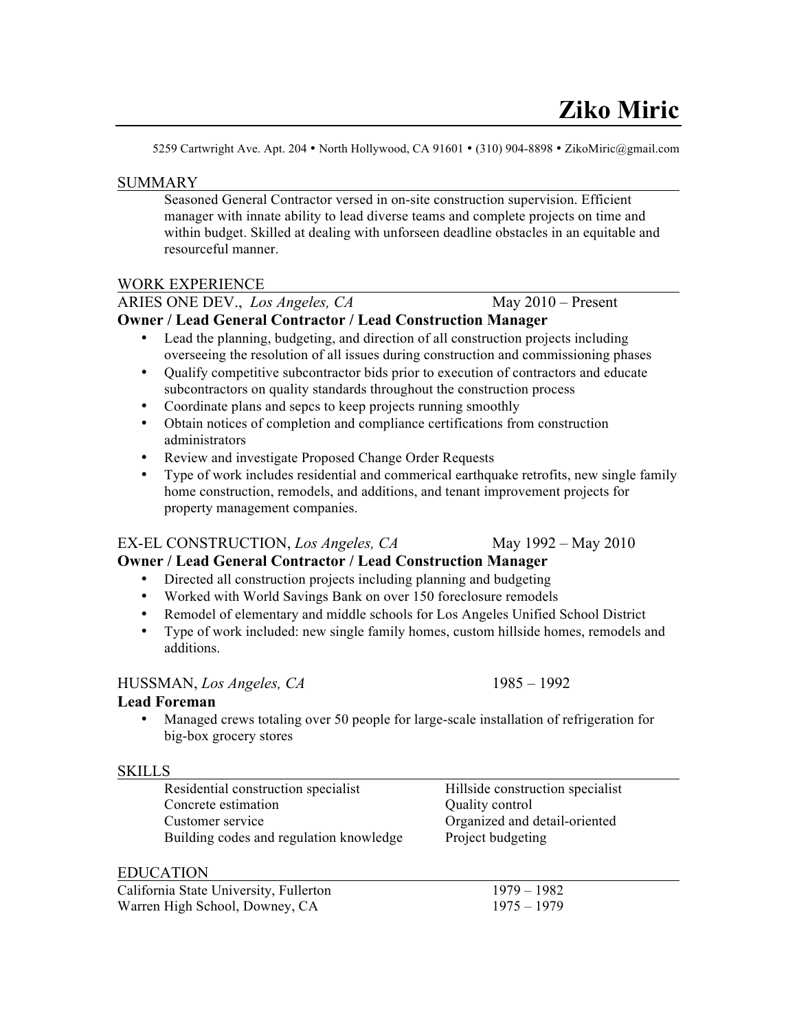# Ziko Miric

5259 Cartwright Ave. Apt. 204 • North Hollywood, CA 91601 • (310) 904-8898 • ZikoMiric@gmail.com

## SUMMARY

Seasoned General Contractor versed in on-site construction supervision. Efficient manager with innate ability to lead diverse teams and complete projects on time and within budget. Skilled at dealing with unforseen deadline obstacles in an equitable and resourceful manner.

## WORK EXPERIENCE

ARIES ONE DEV., *Los Angeles, CA* May 2010 – Present

**Owner / Lead General Contractor / Lead Construction Manager**

- Lead the planning, budgeting, and direction of all construction projects including overseeing the resolution of all issues during construction and commissioning phases
- Qualify competitive subcontractor bids prior to execution of contractors and educate subcontractors on quality standards throughout the construction process
- Coordinate plans and sepcs to keep projects running smoothly
- Obtain notices of completion and compliance certifications from construction administrators
- Review and investigate Proposed Change Order Requests
- Type of work includes residential and commerical earthquake retrofits, new single family home construction, remodels, and additions, and tenant improvement projects for property management companies.

EX-EL CONSTRUCTION, *Los Angeles, CA* May 1992 – May 2010

**Owner / Lead General Contractor / Lead Construction Manager**

- Directed all construction projects including planning and budgeting
- Worked with World Savings Bank on over 150 foreclosure remodels
- Remodel of elementary and middle schools for Los Angeles Unified School District
- Type of work included: new single family homes, custom hillside homes, remodels and additions.

HUSSMAN, *Los Angeles, CA* 1985 – 1992

**Lead Foreman**

- Managed crews totaling over 50 people for large-scale installation of refrigeration for big-box grocery stores

## SKILLS

| | |
|---|---|
| Residential construction specialist | Hillside construction specialist |
| Concrete estimation | Quality control |
| Customer service | Organized and detail-oriented |
| Building codes and regulation knowledge | Project budgeting |

## EDUCATION

| | |
|---|---|
| California State University, Fullerton | 1979 – 1982 |
| Warren High School, Downey, CA | 1975 – 1979 |